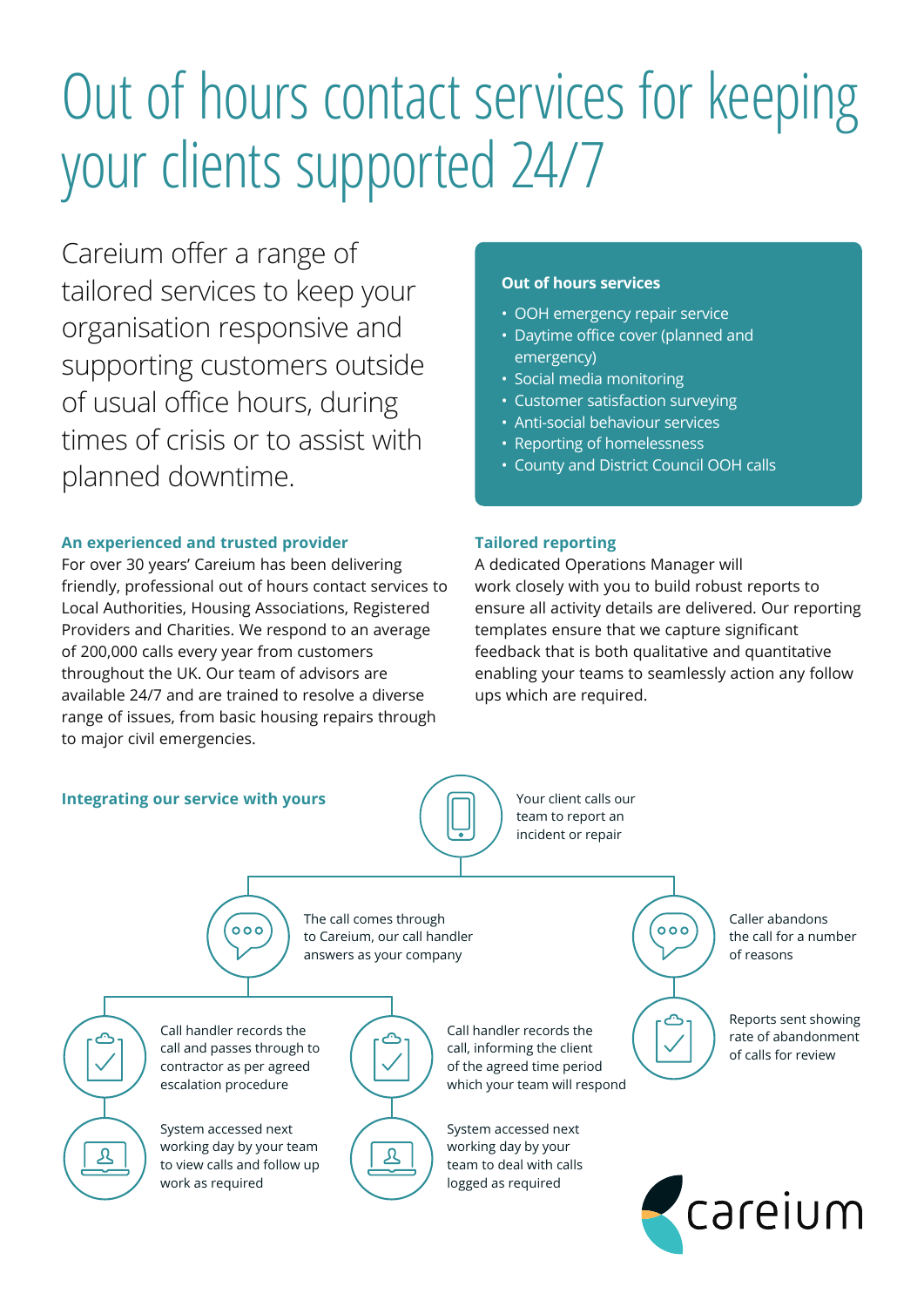# Out of hours contact services for keeping your clients supported 24/7

Careium offer a range of tailored services to keep your organisation responsive and supporting customers outside of usual office hours, during times of crisis or to assist with planned downtime.

**Out of hours services**

- OOH emergency repair service
- Daytime office cover (planned and emergency)
- Social media monitoring
- Customer satisfaction surveying
- Anti-social behaviour services
- Reporting of homelessness
- County and District Council OOH calls

### An experienced and trusted provider

For over 30 years' Careium has been delivering friendly, professional out of hours contact services to Local Authorities, Housing Associations, Registered Providers and Charities. We respond to an average of 200,000 calls every year from customers throughout the UK. Our team of advisors are available 24/7 and are trained to resolve a diverse range of issues, from basic housing repairs through to major civil emergencies.

### Tailored reporting

A dedicated Operations Manager will work closely with you to build robust reports to ensure all activity details are delivered. Our reporting templates ensure that we capture significant feedback that is both qualitative and quantitative enabling your teams to seamlessly action any follow ups which are required.

### Integrating our service with yours

Your client calls our team to report an incident or repair

- The call comes through to Careium, our call handler answers as your company
  - Call handler records the call and passes through to contractor as per agreed escalation procedure
    - System accessed next working day by your team to view calls and follow up work as required
  - Call handler records the call, informing the client of the agreed time period which your team will respond
    - System accessed next working day by your team to deal with calls logged as required
- Caller abandons the call for a number of reasons
  - Reports sent showing rate of abandonment of calls for review

careium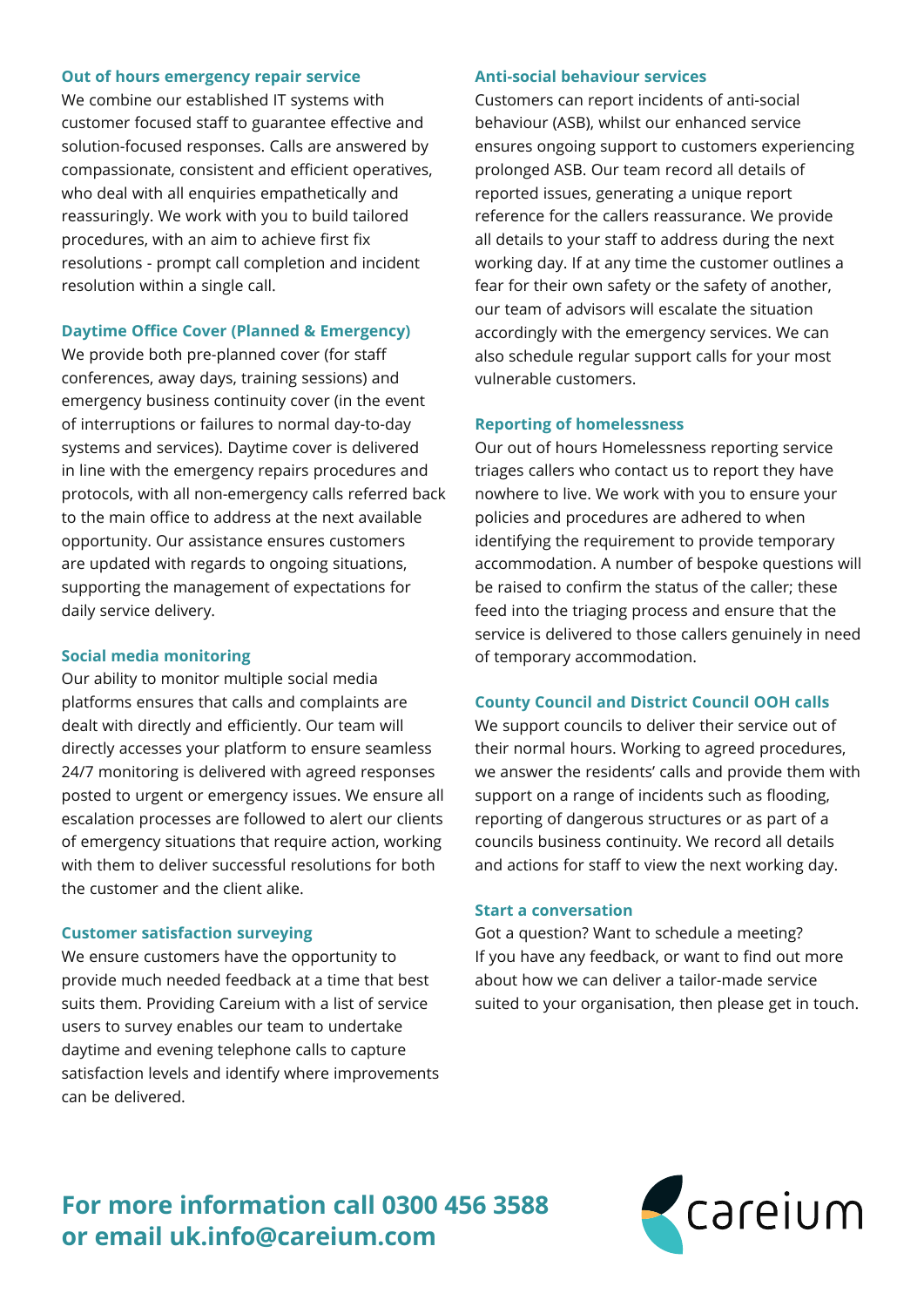### Out of hours emergency repair service

We combine our established IT systems with customer focused staff to guarantee effective and solution-focused responses. Calls are answered by compassionate, consistent and efficient operatives, who deal with all enquiries empathetically and reassuringly. We work with you to build tailored procedures, with an aim to achieve first fix resolutions - prompt call completion and incident resolution within a single call.

### Daytime Office Cover (Planned & Emergency)

We provide both pre-planned cover (for staff conferences, away days, training sessions) and emergency business continuity cover (in the event of interruptions or failures to normal day-to-day systems and services). Daytime cover is delivered in line with the emergency repairs procedures and protocols, with all non-emergency calls referred back to the main office to address at the next available opportunity. Our assistance ensures customers are updated with regards to ongoing situations, supporting the management of expectations for daily service delivery.

### Social media monitoring

Our ability to monitor multiple social media platforms ensures that calls and complaints are dealt with directly and efficiently. Our team will directly accesses your platform to ensure seamless 24/7 monitoring is delivered with agreed responses posted to urgent or emergency issues. We ensure all escalation processes are followed to alert our clients of emergency situations that require action, working with them to deliver successful resolutions for both the customer and the client alike.

### Customer satisfaction surveying

We ensure customers have the opportunity to provide much needed feedback at a time that best suits them. Providing Careium with a list of service users to survey enables our team to undertake daytime and evening telephone calls to capture satisfaction levels and identify where improvements can be delivered.

### Anti-social behaviour services

Customers can report incidents of anti-social behaviour (ASB), whilst our enhanced service ensures ongoing support to customers experiencing prolonged ASB. Our team record all details of reported issues, generating a unique report reference for the callers reassurance. We provide all details to your staff to address during the next working day. If at any time the customer outlines a fear for their own safety or the safety of another, our team of advisors will escalate the situation accordingly with the emergency services. We can also schedule regular support calls for your most vulnerable customers.

### Reporting of homelessness

Our out of hours Homelessness reporting service triages callers who contact us to report they have nowhere to live. We work with you to ensure your policies and procedures are adhered to when identifying the requirement to provide temporary accommodation. A number of bespoke questions will be raised to confirm the status of the caller; these feed into the triaging process and ensure that the service is delivered to those callers genuinely in need of temporary accommodation.

### County Council and District Council OOH calls

We support councils to deliver their service out of their normal hours. Working to agreed procedures, we answer the residents' calls and provide them with support on a range of incidents such as flooding, reporting of dangerous structures or as part of a councils business continuity. We record all details and actions for staff to view the next working day.

### Start a conversation

Got a question? Want to schedule a meeting? If you have any feedback, or want to find out more about how we can deliver a tailor-made service suited to your organisation, then please get in touch.

## For more information call 0300 456 3588 or email uk.info@careium.com

careium